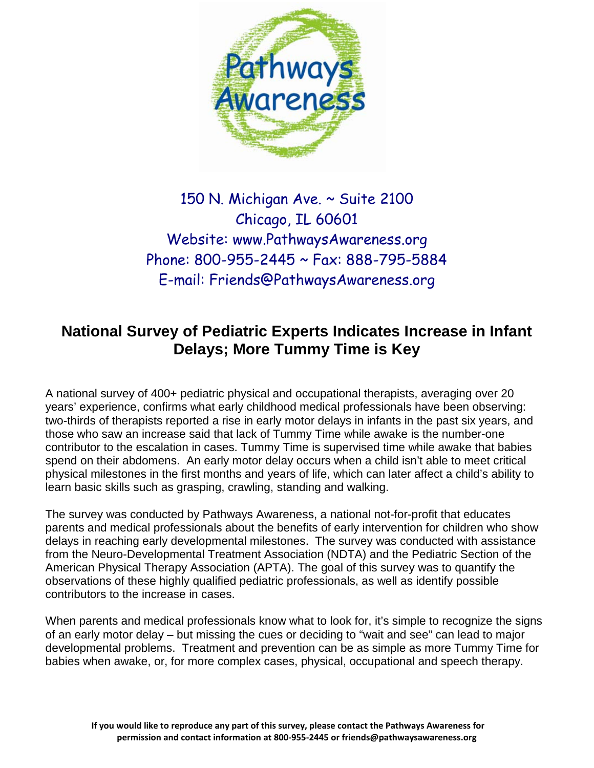Pathways Awareness

150 N. Michigan Ave. ~ Suite 2100
Chicago, IL 60601
Website: www.PathwaysAwareness.org
Phone: 800-955-2445 ~ Fax: 888-795-5884
E-mail: Friends@PathwaysAwareness.org

## National Survey of Pediatric Experts Indicates Increase in Infant Delays; More Tummy Time is Key

A national survey of 400+ pediatric physical and occupational therapists, averaging over 20 years' experience, confirms what early childhood medical professionals have been observing: two-thirds of therapists reported a rise in early motor delays in infants in the past six years, and those who saw an increase said that lack of Tummy Time while awake is the number-one contributor to the escalation in cases. Tummy Time is supervised time while awake that babies spend on their abdomens. An early motor delay occurs when a child isn't able to meet critical physical milestones in the first months and years of life, which can later affect a child's ability to learn basic skills such as grasping, crawling, standing and walking.

The survey was conducted by Pathways Awareness, a national not-for-profit that educates parents and medical professionals about the benefits of early intervention for children who show delays in reaching early developmental milestones. The survey was conducted with assistance from the Neuro-Developmental Treatment Association (NDTA) and the Pediatric Section of the American Physical Therapy Association (APTA). The goal of this survey was to quantify the observations of these highly qualified pediatric professionals, as well as identify possible contributors to the increase in cases.

When parents and medical professionals know what to look for, it's simple to recognize the signs of an early motor delay – but missing the cues or deciding to "wait and see" can lead to major developmental problems. Treatment and prevention can be as simple as more Tummy Time for babies when awake, or, for more complex cases, physical, occupational and speech therapy.

**If you would like to reproduce any part of this survey, please contact the Pathways Awareness for permission and contact information at 800-955-2445 or friends@pathwaysawareness.org**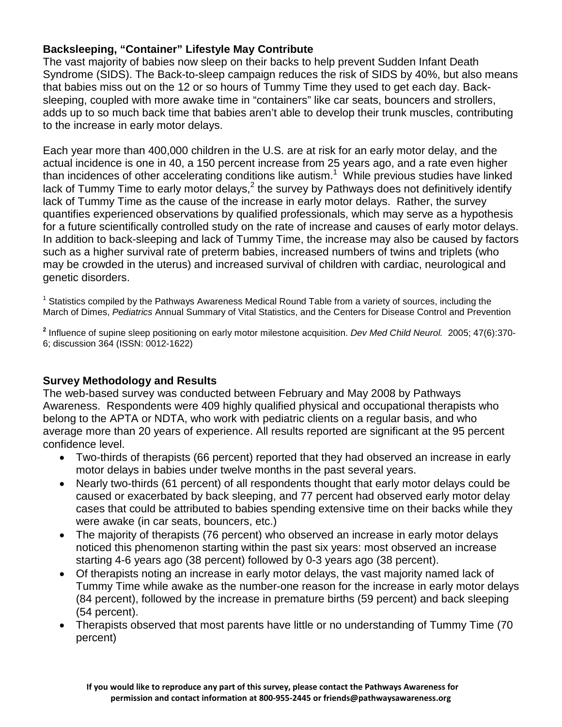**Backsleeping, "Container" Lifestyle May Contribute**

The vast majority of babies now sleep on their backs to help prevent Sudden Infant Death Syndrome (SIDS). The Back-to-sleep campaign reduces the risk of SIDS by 40%, but also means that babies miss out on the 12 or so hours of Tummy Time they used to get each day. Back-sleeping, coupled with more awake time in "containers" like car seats, bouncers and strollers, adds up to so much back time that babies aren't able to develop their trunk muscles, contributing to the increase in early motor delays.

Each year more than 400,000 children in the U.S. are at risk for an early motor delay, and the actual incidence is one in 40, a 150 percent increase from 25 years ago, and a rate even higher than incidences of other accelerating conditions like autism.[1] While previous studies have linked lack of Tummy Time to early motor delays,[2] the survey by Pathways does not definitively identify lack of Tummy Time as the cause of the increase in early motor delays. Rather, the survey quantifies experienced observations by qualified professionals, which may serve as a hypothesis for a future scientifically controlled study on the rate of increase and causes of early motor delays. In addition to back-sleeping and lack of Tummy Time, the increase may also be caused by factors such as a higher survival rate of preterm babies, increased numbers of twins and triplets (who may be crowded in the uterus) and increased survival of children with cardiac, neurological and genetic disorders.

[1] Statistics compiled by the Pathways Awareness Medical Round Table from a variety of sources, including the March of Dimes, *Pediatrics* Annual Summary of Vital Statistics, and the Centers for Disease Control and Prevention

[2] Influence of supine sleep positioning on early motor milestone acquisition. *Dev Med Child Neurol.* 2005; 47(6):370-6; discussion 364 (ISSN: 0012-1622)

**Survey Methodology and Results**

The web-based survey was conducted between February and May 2008 by Pathways Awareness. Respondents were 409 highly qualified physical and occupational therapists who belong to the APTA or NDTA, who work with pediatric clients on a regular basis, and who average more than 20 years of experience. All results reported are significant at the 95 percent confidence level.

- Two-thirds of therapists (66 percent) reported that they had observed an increase in early motor delays in babies under twelve months in the past several years.
- Nearly two-thirds (61 percent) of all respondents thought that early motor delays could be caused or exacerbated by back sleeping, and 77 percent had observed early motor delay cases that could be attributed to babies spending extensive time on their backs while they were awake (in car seats, bouncers, etc.)
- The majority of therapists (76 percent) who observed an increase in early motor delays noticed this phenomenon starting within the past six years: most observed an increase starting 4-6 years ago (38 percent) followed by 0-3 years ago (38 percent).
- Of therapists noting an increase in early motor delays, the vast majority named lack of Tummy Time while awake as the number-one reason for the increase in early motor delays (84 percent), followed by the increase in premature births (59 percent) and back sleeping (54 percent).
- Therapists observed that most parents have little or no understanding of Tummy Time (70 percent)

**If you would like to reproduce any part of this survey, please contact the Pathways Awareness for permission and contact information at 800-955-2445 or friends@pathwaysawareness.org**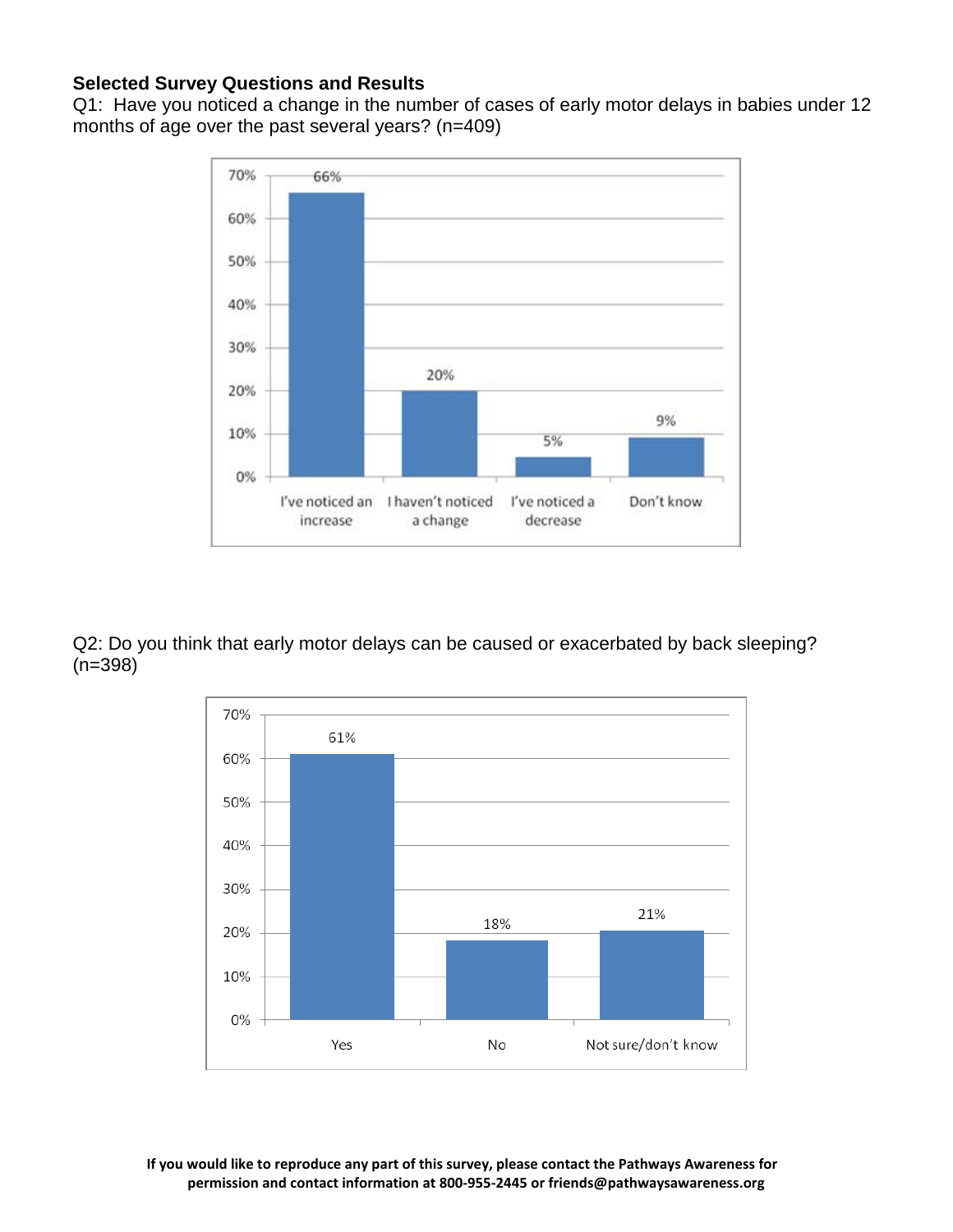**Selected Survey Questions and Results**

Q1: Have you noticed a change in the number of cases of early motor delays in babies under 12 months of age over the past several years? (n=409)

| Response | Percentage |
| --- | --- |
| I've noticed an increase | 66% |
| I haven't noticed a change | 20% |
| I've noticed a decrease | 5% |
| Don't know | 9% |

Q2: Do you think that early motor delays can be caused or exacerbated by back sleeping? (n=398)

| Response | Percentage |
| --- | --- |
| Yes | 61% |
| No | 18% |
| Not sure/don't know | 21% |

**If you would like to reproduce any part of this survey, please contact the Pathways Awareness for permission and contact information at 800-955-2445 or friends@pathwaysawareness.org**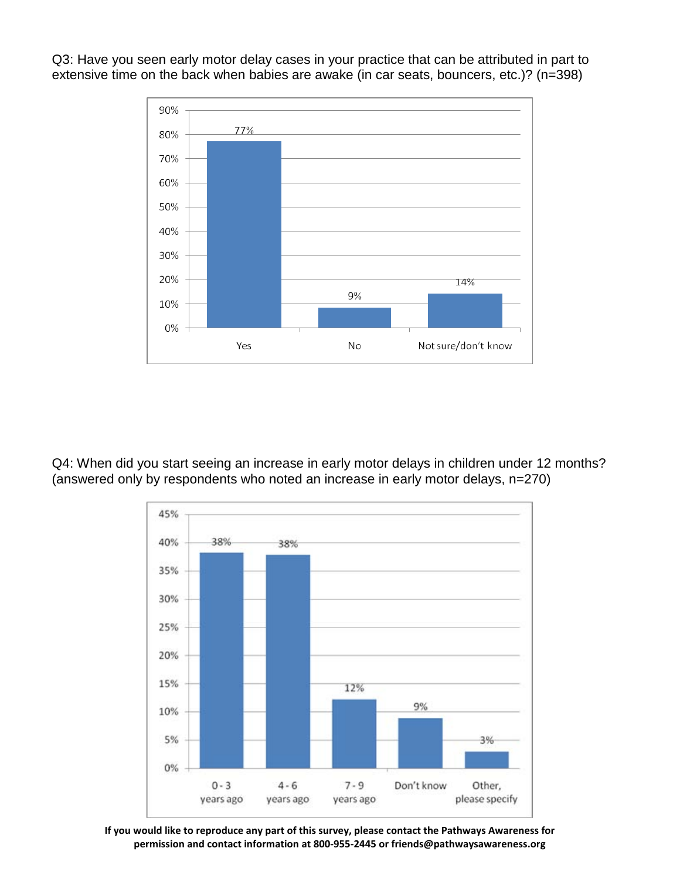Q3: Have you seen early motor delay cases in your practice that can be attributed in part to extensive time on the back when babies are awake (in car seats, bouncers, etc.)? (n=398)

| Response | Percentage |
|---|---|
| Yes | 77% |
| No | 9% |
| Not sure/don't know | 14% |

Q4: When did you start seeing an increase in early motor delays in children under 12 months? (answered only by respondents who noted an increase in early motor delays, n=270)

| Response | Percentage |
|---|---|
| 0 - 3 years ago | 38% |
| 4 - 6 years ago | 38% |
| 7 - 9 years ago | 12% |
| Don't know | 9% |
| Other, please specify | 3% |

**If you would like to reproduce any part of this survey, please contact the Pathways Awareness for permission and contact information at 800-955-2445 or friends@pathwaysawareness.org**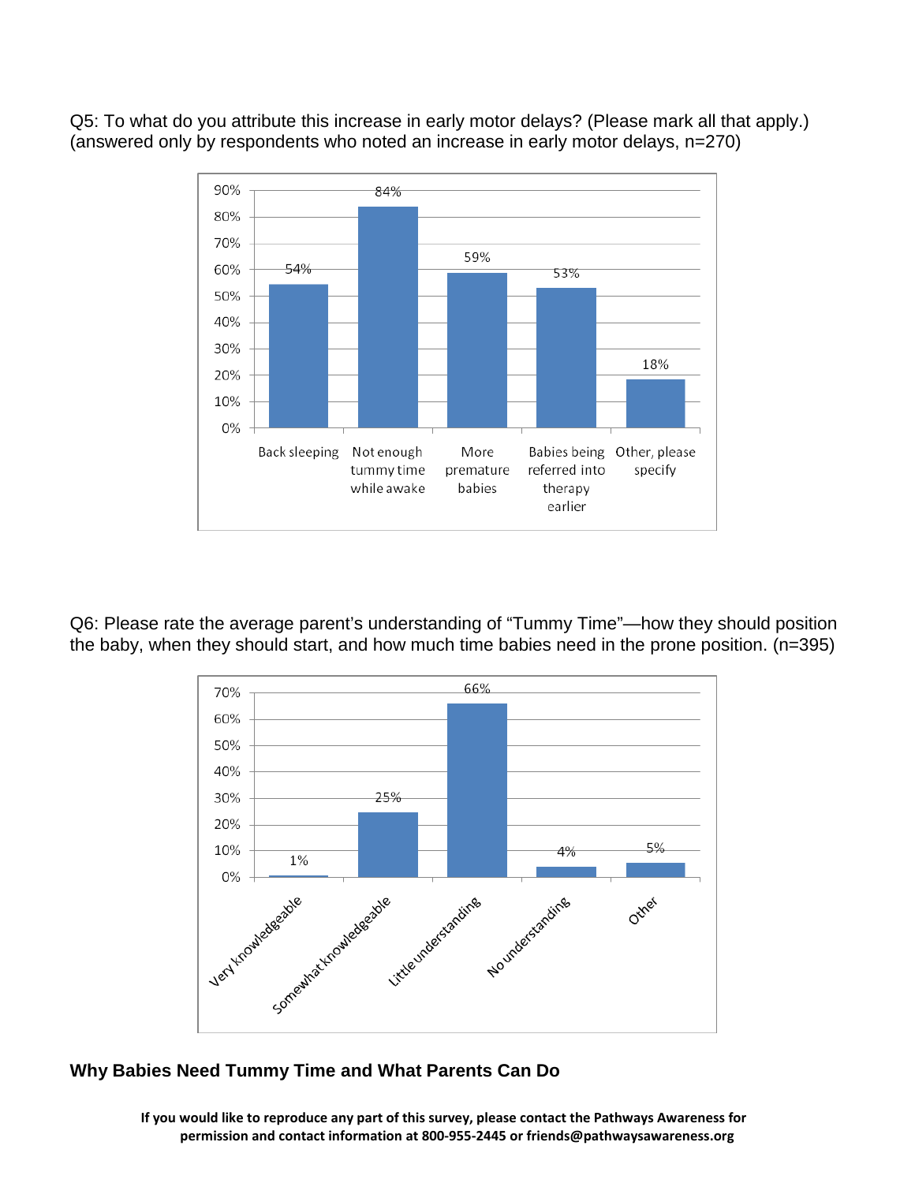Q5: To what do you attribute this increase in early motor delays? (Please mark all that apply.) (answered only by respondents who noted an increase in early motor delays, n=270)

| Response | Percent |
|---|---|
| Back sleeping | 54% |
| Not enough tummy time while awake | 84% |
| More premature babies | 59% |
| Babies being referred into therapy earlier | 53% |
| Other, please specify | 18% |

Q6: Please rate the average parent's understanding of "Tummy Time"—how they should position the baby, when they should start, and how much time babies need in the prone position. (n=395)

| Response | Percent |
|---|---|
| Very knowledgeable | 1% |
| Somewhat knowledgeable | 25% |
| Little understanding | 66% |
| No understanding | 4% |
| Other | 5% |

## Why Babies Need Tummy Time and What Parents Can Do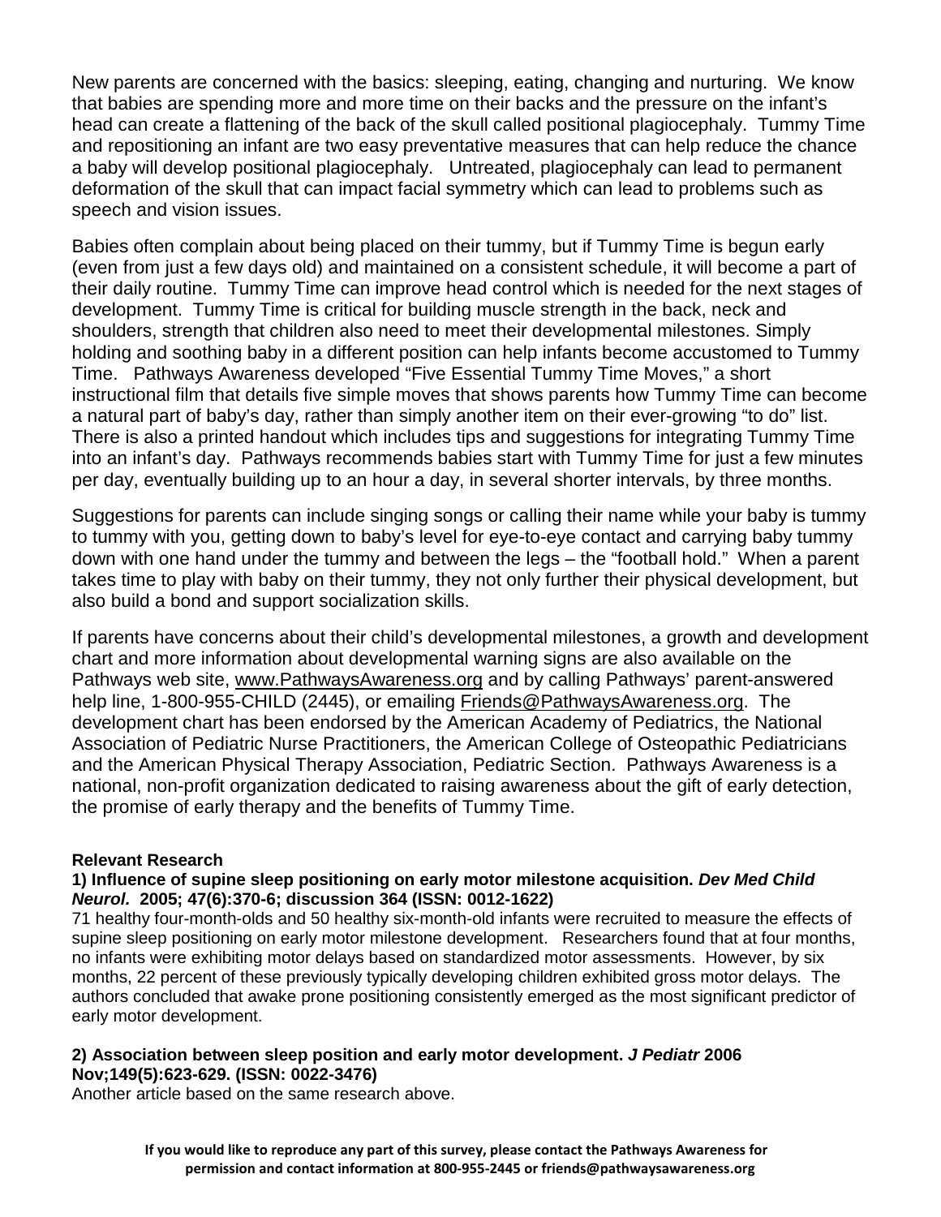New parents are concerned with the basics: sleeping, eating, changing and nurturing. We know that babies are spending more and more time on their backs and the pressure on the infant's head can create a flattening of the back of the skull called positional plagiocephaly. Tummy Time and repositioning an infant are two easy preventative measures that can help reduce the chance a baby will develop positional plagiocephaly. Untreated, plagiocephaly can lead to permanent deformation of the skull that can impact facial symmetry which can lead to problems such as speech and vision issues.

Babies often complain about being placed on their tummy, but if Tummy Time is begun early (even from just a few days old) and maintained on a consistent schedule, it will become a part of their daily routine. Tummy Time can improve head control which is needed for the next stages of development. Tummy Time is critical for building muscle strength in the back, neck and shoulders, strength that children also need to meet their developmental milestones. Simply holding and soothing baby in a different position can help infants become accustomed to Tummy Time. Pathways Awareness developed "Five Essential Tummy Time Moves," a short instructional film that details five simple moves that shows parents how Tummy Time can become a natural part of baby's day, rather than simply another item on their ever-growing "to do" list. There is also a printed handout which includes tips and suggestions for integrating Tummy Time into an infant's day. Pathways recommends babies start with Tummy Time for just a few minutes per day, eventually building up to an hour a day, in several shorter intervals, by three months.

Suggestions for parents can include singing songs or calling their name while your baby is tummy to tummy with you, getting down to baby's level for eye-to-eye contact and carrying baby tummy down with one hand under the tummy and between the legs – the "football hold." When a parent takes time to play with baby on their tummy, they not only further their physical development, but also build a bond and support socialization skills.

If parents have concerns about their child's developmental milestones, a growth and development chart and more information about developmental warning signs are also available on the Pathways web site, www.PathwaysAwareness.org and by calling Pathways' parent-answered help line, 1-800-955-CHILD (2445), or emailing Friends@PathwaysAwareness.org. The development chart has been endorsed by the American Academy of Pediatrics, the National Association of Pediatric Nurse Practitioners, the American College of Osteopathic Pediatricians and the American Physical Therapy Association, Pediatric Section. Pathways Awareness is a national, non-profit organization dedicated to raising awareness about the gift of early detection, the promise of early therapy and the benefits of Tummy Time.

**Relevant Research**

**1) Influence of supine sleep positioning on early motor milestone acquisition. *Dev Med Child Neurol.* 2005; 47(6):370-6; discussion 364 (ISSN: 0012-1622)**

71 healthy four-month-olds and 50 healthy six-month-old infants were recruited to measure the effects of supine sleep positioning on early motor milestone development. Researchers found that at four months, no infants were exhibiting motor delays based on standardized motor assessments. However, by six months, 22 percent of these previously typically developing children exhibited gross motor delays. The authors concluded that awake prone positioning consistently emerged as the most significant predictor of early motor development.

**2) Association between sleep position and early motor development. *J Pediatr* 2006 Nov;149(5):623-629. (ISSN: 0022-3476)**

Another article based on the same research above.

**If you would like to reproduce any part of this survey, please contact the Pathways Awareness for permission and contact information at 800-955-2445 or friends@pathwaysawareness.org**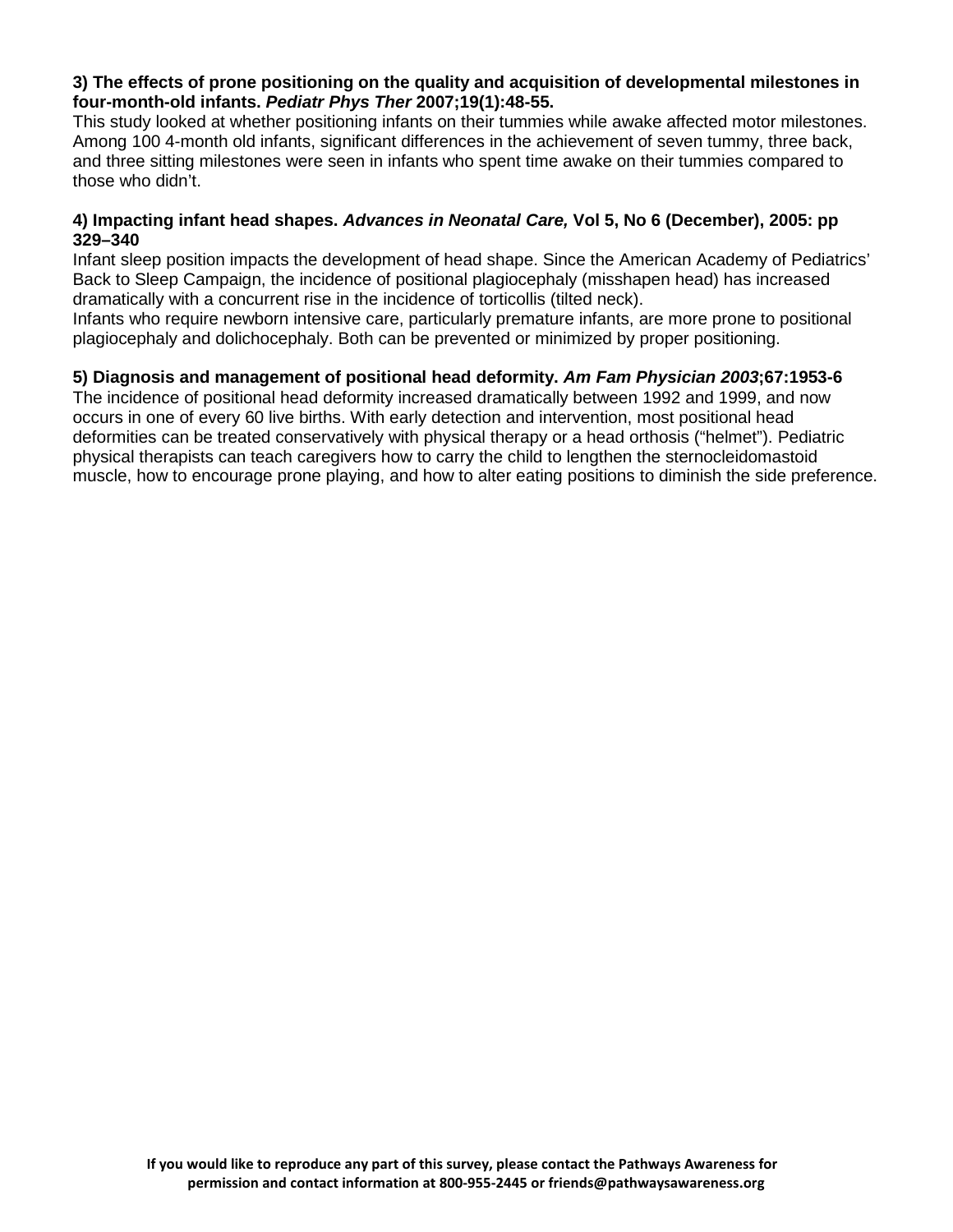**3) The effects of prone positioning on the quality and acquisition of developmental milestones in four-month-old infants. *Pediatr Phys Ther* 2007;19(1):48-55.**

This study looked at whether positioning infants on their tummies while awake affected motor milestones. Among 100 4-month old infants, significant differences in the achievement of seven tummy, three back, and three sitting milestones were seen in infants who spent time awake on their tummies compared to those who didn't.

**4) Impacting infant head shapes. *Advances in Neonatal Care,* Vol 5, No 6 (December), 2005: pp 329–340**

Infant sleep position impacts the development of head shape. Since the American Academy of Pediatrics' Back to Sleep Campaign, the incidence of positional plagiocephaly (misshapen head) has increased dramatically with a concurrent rise in the incidence of torticollis (tilted neck).

Infants who require newborn intensive care, particularly premature infants, are more prone to positional plagiocephaly and dolichocephaly. Both can be prevented or minimized by proper positioning.

**5) Diagnosis and management of positional head deformity. *Am Fam Physician 2003*;67:1953-6**

The incidence of positional head deformity increased dramatically between 1992 and 1999, and now occurs in one of every 60 live births. With early detection and intervention, most positional head deformities can be treated conservatively with physical therapy or a head orthosis ("helmet"). Pediatric physical therapists can teach caregivers how to carry the child to lengthen the sternocleidomastoid muscle, how to encourage prone playing, and how to alter eating positions to diminish the side preference.

**If you would like to reproduce any part of this survey, please contact the Pathways Awareness for permission and contact information at 800-955-2445 or friends@pathwaysawareness.org**